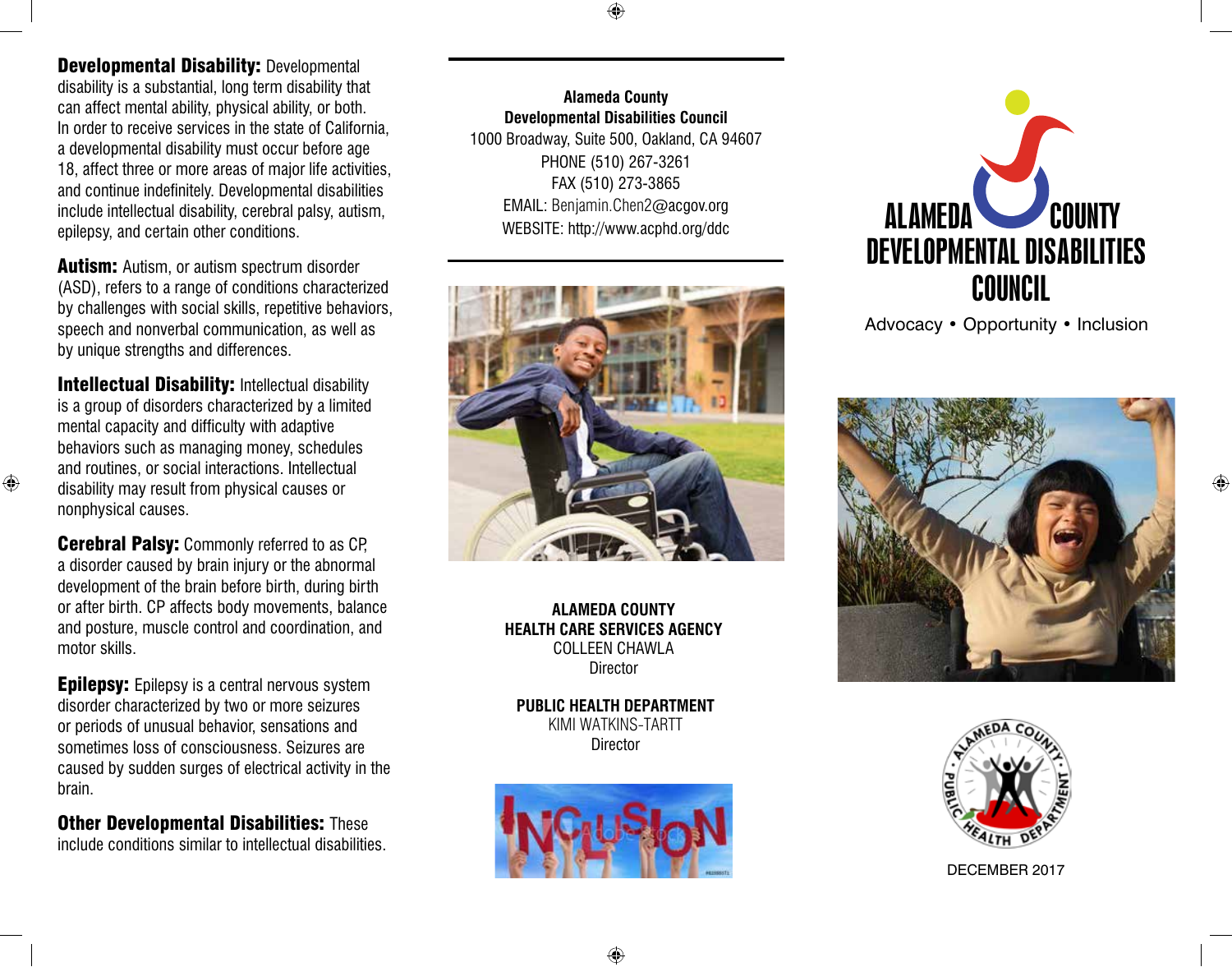**Developmental Disability:** Developmental disability is a substantial, long term disability that can affect mental ability, physical ability, or both. In order to receive services in the state of California, a developmental disability must occur before age 18, affect three or more areas of major life activities, and continue indefinitely. Developmental disabilities include intellectual disability, cerebral palsy, autism, epilepsy, and certain other conditions.

**Autism:** Autism, or autism spectrum disorder (ASD), refers to a range of conditions characterized by challenges with social skills, repetitive behaviors, speech and nonverbal communication, as well as by unique strengths and differences.

**Intellectual Disability:** Intellectual disability is a group of disorders characterized by a limited mental capacity and difficulty with adaptive behaviors such as managing money, schedules and routines, or social interactions. Intellectual disability may result from physical causes or nonphysical causes.

**Cerebral Palsy:** Commonly referred to as CP, a disorder caused by brain injury or the abnormal development of the brain before birth, during birth or after birth. CP affects body movements, balance and posture, muscle control and coordination, and motor skills.

**Epilepsy:** Epilepsy is a central nervous system disorder characterized by two or more seizures or periods of unusual behavior, sensations and sometimes loss of consciousness. Seizures are caused by sudden surges of electrical activity in the brain.

**Other Developmental Disabilities:** These include conditions similar to intellectual disabilities.

---

**Alameda County**
**Developmental Disabilities Council**
1000 Broadway, Suite 500, Oakland, CA 94607
PHONE (510) 267-3261
FAX (510) 273-3865
EMAIL: Benjamin.Chen2@acgov.org
WEBSITE: http://www.acphd.org/ddc

---

**ALAMEDA COUNTY**
**HEALTH CARE SERVICES AGENCY**
COLLEEN CHAWLA
Director

**PUBLIC HEALTH DEPARTMENT**
KIMI WATKINS-TARTT
Director

# ALAMEDA COUNTY DEVELOPMENTAL DISABILITIES COUNCIL

Advocacy • Opportunity • Inclusion

DECEMBER 2017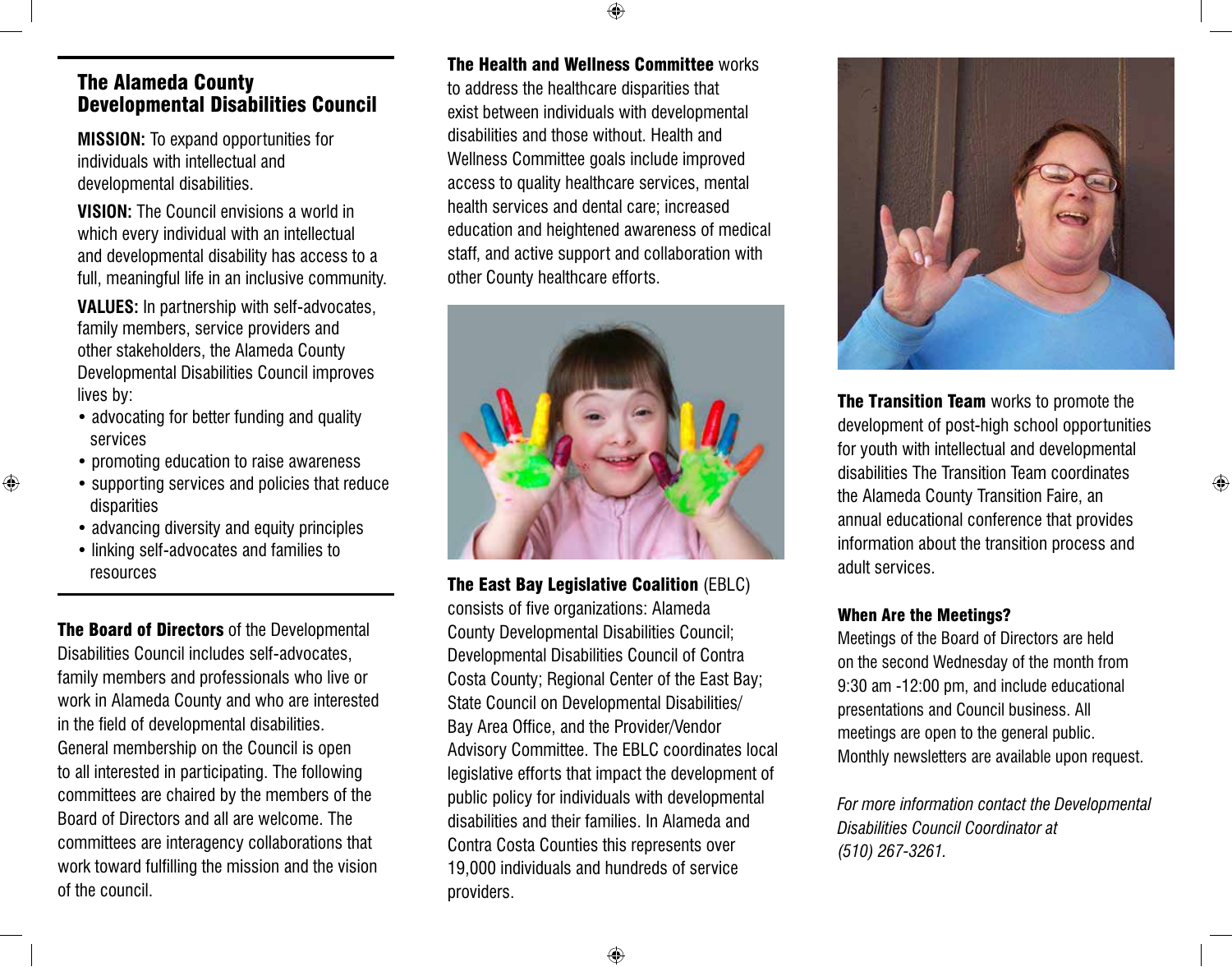## The Alameda County Developmental Disabilities Council

**MISSION:** To expand opportunities for individuals with intellectual and developmental disabilities.

**VISION:** The Council envisions a world in which every individual with an intellectual and developmental disability has access to a full, meaningful life in an inclusive community.

**VALUES:** In partnership with self-advocates, family members, service providers and other stakeholders, the Alameda County Developmental Disabilities Council improves lives by:

- advocating for better funding and quality services
- promoting education to raise awareness
- supporting services and policies that reduce disparities
- advancing diversity and equity principles
- linking self-advocates and families to resources

**The Board of Directors** of the Developmental Disabilities Council includes self-advocates, family members and professionals who live or work in Alameda County and who are interested in the field of developmental disabilities. General membership on the Council is open to all interested in participating. The following committees are chaired by the members of the Board of Directors and all are welcome. The committees are interagency collaborations that work toward fulfilling the mission and the vision of the council.

**The Health and Wellness Committee** works to address the healthcare disparities that exist between individuals with developmental disabilities and those without. Health and Wellness Committee goals include improved access to quality healthcare services, mental health services and dental care; increased education and heightened awareness of medical staff, and active support and collaboration with other County healthcare efforts.

**The East Bay Legislative Coalition** (EBLC) consists of five organizations: Alameda County Developmental Disabilities Council; Developmental Disabilities Council of Contra Costa County; Regional Center of the East Bay; State Council on Developmental Disabilities/ Bay Area Office, and the Provider/Vendor Advisory Committee. The EBLC coordinates local legislative efforts that impact the development of public policy for individuals with developmental disabilities and their families. In Alameda and Contra Costa Counties this represents over 19,000 individuals and hundreds of service providers.

**The Transition Team** works to promote the development of post-high school opportunities for youth with intellectual and developmental disabilities The Transition Team coordinates the Alameda County Transition Faire, an annual educational conference that provides information about the transition process and adult services.

### When Are the Meetings?

Meetings of the Board of Directors are held on the second Wednesday of the month from 9:30 am -12:00 pm, and include educational presentations and Council business. All meetings are open to the general public. Monthly newsletters are available upon request.

*For more information contact the Developmental Disabilities Council Coordinator at (510) 267-3261.*